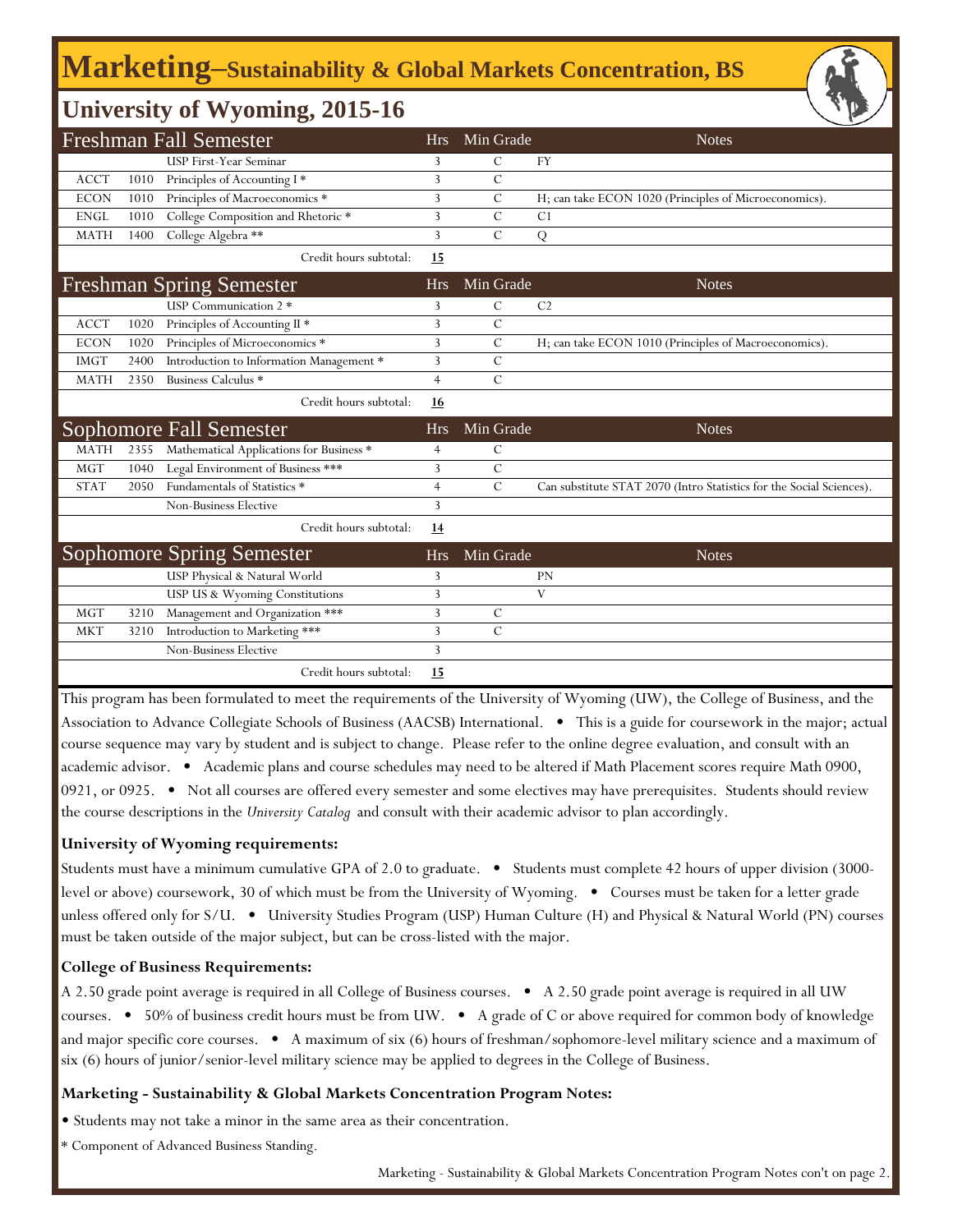# Marketing–Sustainability & Global Markets Concentration, BS

## University of Wyoming, 2015-16

| Freshman Fall Semester | | | Hrs | Min Grade | Notes |
|---|---|---|---|---|---|
| | | USP First-Year Seminar | 3 | C | FY |
| ACCT | 1010 | Principles of Accounting I * | 3 | C | |
| ECON | 1010 | Principles of Macroeconomics * | 3 | C | H; can take ECON 1020 (Principles of Microeconomics). |
| ENGL | 1010 | College Composition and Rhetoric * | 3 | C | C1 |
| MATH | 1400 | College Algebra ** | 3 | C | Q |
| | | Credit hours subtotal: | 15 | | |

| Freshman Spring Semester | | | Hrs | Min Grade | Notes |
|---|---|---|---|---|---|
| | | USP Communication 2 * | 3 | C | C2 |
| ACCT | 1020 | Principles of Accounting II * | 3 | C | |
| ECON | 1020 | Principles of Microeconomics * | 3 | C | H; can take ECON 1010 (Principles of Macroeconomics). |
| IMGT | 2400 | Introduction to Information Management * | 3 | C | |
| MATH | 2350 | Business Calculus * | 4 | C | |
| | | Credit hours subtotal: | 16 | | |

| Sophomore Fall Semester | | | Hrs | Min Grade | Notes |
|---|---|---|---|---|---|
| MATH | 2355 | Mathematical Applications for Business * | 4 | C | |
| MGT | 1040 | Legal Environment of Business *** | 3 | C | |
| STAT | 2050 | Fundamentals of Statistics * | 4 | C | Can substitute STAT 2070 (Intro Statistics for the Social Sciences). |
| | | Non-Business Elective | 3 | | |
| | | Credit hours subtotal: | 14 | | |

| Sophomore Spring Semester | | | Hrs | Min Grade | Notes |
|---|---|---|---|---|---|
| | | USP Physical & Natural World | 3 | | PN |
| | | USP US & Wyoming Constitutions | 3 | | V |
| MGT | 3210 | Management and Organization *** | 3 | C | |
| MKT | 3210 | Introduction to Marketing *** | 3 | C | |
| | | Non-Business Elective | 3 | | |
| | | Credit hours subtotal: | 15 | | |

This program has been formulated to meet the requirements of the University of Wyoming (UW), the College of Business, and the Association to Advance Collegiate Schools of Business (AACSB) International. • This is a guide for coursework in the major; actual course sequence may vary by student and is subject to change. Please refer to the online degree evaluation, and consult with an academic advisor. • Academic plans and course schedules may need to be altered if Math Placement scores require Math 0900, 0921, or 0925. • Not all courses are offered every semester and some electives may have prerequisites. Students should review the course descriptions in the *University Catalog* and consult with their academic advisor to plan accordingly.

**University of Wyoming requirements:**

Students must have a minimum cumulative GPA of 2.0 to graduate. • Students must complete 42 hours of upper division (3000-level or above) coursework, 30 of which must be from the University of Wyoming. • Courses must be taken for a letter grade unless offered only for S/U. • University Studies Program (USP) Human Culture (H) and Physical & Natural World (PN) courses must be taken outside of the major subject, but can be cross-listed with the major.

**College of Business Requirements:**

A 2.50 grade point average is required in all College of Business courses. • A 2.50 grade point average is required in all UW courses. • 50% of business credit hours must be from UW. • A grade of C or above required for common body of knowledge and major specific core courses. • A maximum of six (6) hours of freshman/sophomore-level military science and a maximum of six (6) hours of junior/senior-level military science may be applied to degrees in the College of Business.

**Marketing - Sustainability & Global Markets Concentration Program Notes:**

• Students may not take a minor in the same area as their concentration.

* Component of Advanced Business Standing.

Marketing - Sustainability & Global Markets Concentration Program Notes con't on page 2.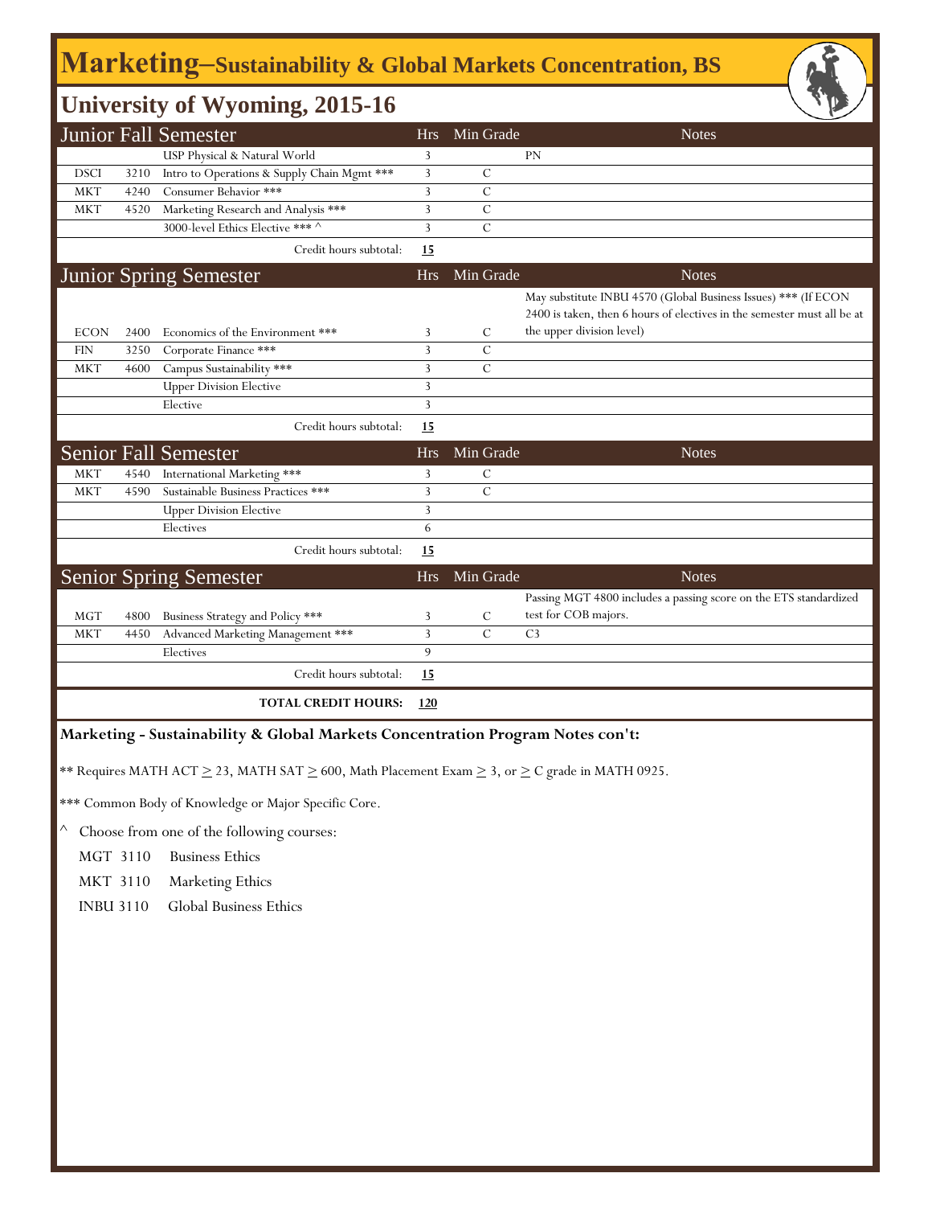# Marketing–Sustainability & Global Markets Concentration, BS

## University of Wyoming, 2015-16

| Junior Fall Semester | | | Hrs | Min Grade | Notes |
|---|---|---|---|---|---|
| | | USP Physical & Natural World | 3 | | PN |
| DSCI | 3210 | Intro to Operations & Supply Chain Mgmt *** | 3 | C | |
| MKT | 4240 | Consumer Behavior *** | 3 | C | |
| MKT | 4520 | Marketing Research and Analysis *** | 3 | C | |
| | | 3000-level Ethics Elective *** ^ | 3 | C | |
| | | Credit hours subtotal: | 15 | | |

| Junior Spring Semester | | | Hrs | Min Grade | Notes |
|---|---|---|---|---|---|
| ECON | 2400 | Economics of the Environment *** | 3 | C | May substitute INBU 4570 (Global Business Issues) *** (If ECON 2400 is taken, then 6 hours of electives in the semester must all be at the upper division level) |
| FIN | 3250 | Corporate Finance *** | 3 | C | |
| MKT | 4600 | Campus Sustainability *** | 3 | C | |
| | | Upper Division Elective | 3 | | |
| | | Elective | 3 | | |
| | | Credit hours subtotal: | 15 | | |

| Senior Fall Semester | | | Hrs | Min Grade | Notes |
|---|---|---|---|---|---|
| MKT | 4540 | International Marketing *** | 3 | C | |
| MKT | 4590 | Sustainable Business Practices *** | 3 | C | |
| | | Upper Division Elective | 3 | | |
| | | Electives | 6 | | |
| | | Credit hours subtotal: | 15 | | |

| Senior Spring Semester | | | Hrs | Min Grade | Notes |
|---|---|---|---|---|---|
| MGT | 4800 | Business Strategy and Policy *** | 3 | C | Passing MGT 4800 includes a passing score on the ETS standardized test for COB majors. |
| MKT | 4450 | Advanced Marketing Management *** | 3 | C | C3 |
| | | Electives | 9 | | |
| | | Credit hours subtotal: | 15 | | |
| | | **TOTAL CREDIT HOURS:** | **120** | | |

**Marketing - Sustainability & Global Markets Concentration Program Notes con't:**

** Requires MATH ACT ≥ 23, MATH SAT ≥ 600, Math Placement Exam ≥ 3, or ≥ C grade in MATH 0925.

*** Common Body of Knowledge or Major Specific Core.

^ Choose from one of the following courses:

- MGT 3110 Business Ethics
- MKT 3110 Marketing Ethics
- INBU 3110 Global Business Ethics